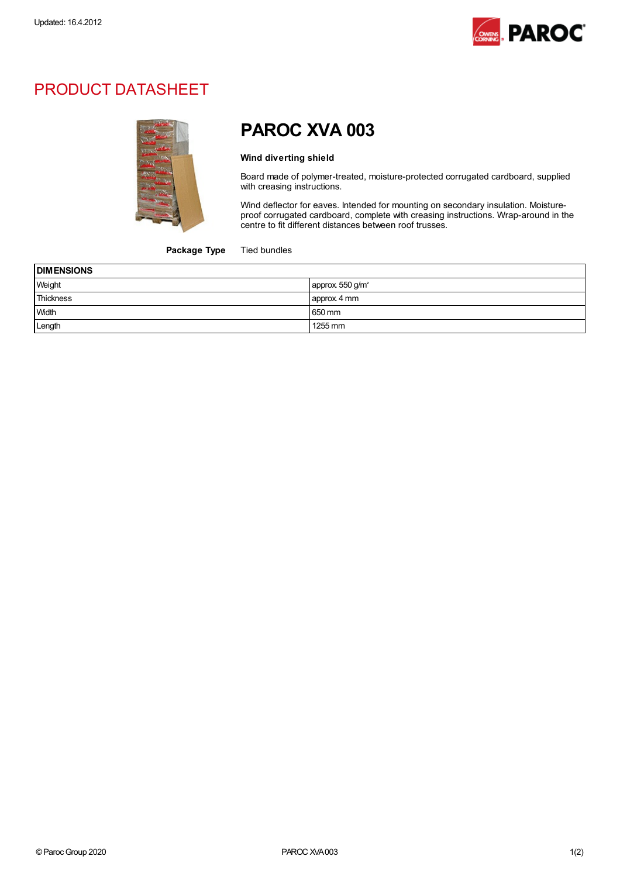Updated: 16.4.2012

# PRODUCT DATASHEET

## PAROC XVA 003

**Wind diverting shield**

Board made of polymer-treated, moisture-protected corrugated cardboard, supplied with creasing instructions.

Wind deflector for eaves. Intended for mounting on secondary insulation. Moisture-proof corrugated cardboard, complete with creasing instructions. Wrap-around in the centre to fit different distances between roof trusses.

**Package Type** Tied bundles

| DIMENSIONS | |
|---|---|
| Weight | approx. 550 g/m² |
| Thickness | approx. 4 mm |
| Width | 650 mm |
| Length | 1255 mm |

© Paroc Group 2020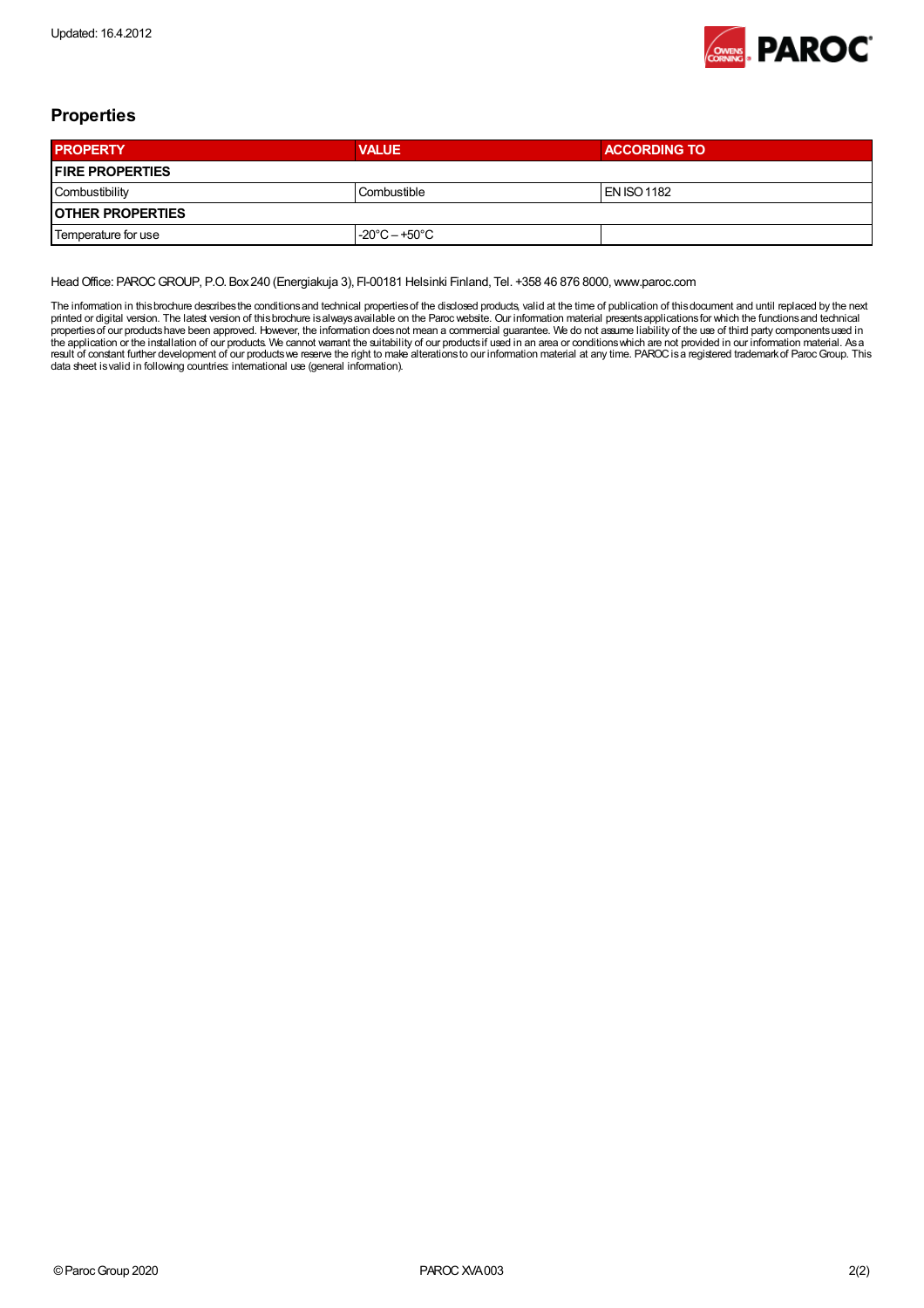Updated: 16.4.2012

## Properties

| PROPERTY | VALUE | ACCORDING TO |
|---|---|---|
| **FIRE PROPERTIES** | | |
| Combustibility | Combustible | EN ISO 1182 |
| **OTHER PROPERTIES** | | |
| Temperature for use | -20°C – +50°C | |

Head Office: PAROC GROUP, P.O. Box 240 (Energiakuja 3), FI-00181 Helsinki Finland, Tel. +358 46 876 8000, www.paroc.com

The information in this brochure describes the conditions and technical properties of the disclosed products, valid at the time of publication of this document and until replaced by the next printed or digital version. The latest version of this brochure is always available on the Paroc website. Our information material presents applications for which the functions and technical properties of our products have been approved. However, the information does not mean a commercial guarantee. We do not assume liability of the use of third party components used in the application or the installation of our products. We cannot warrant the suitability of our products if used in an area or conditions which are not provided in our information material. As a result of constant further development of our products we reserve the right to make alterations to our information material at any time. PAROC is a registered trademark of Paroc Group. This data sheet is valid in following countries: international use (general information).

© Paroc Group 2020 PAROC XVA 003